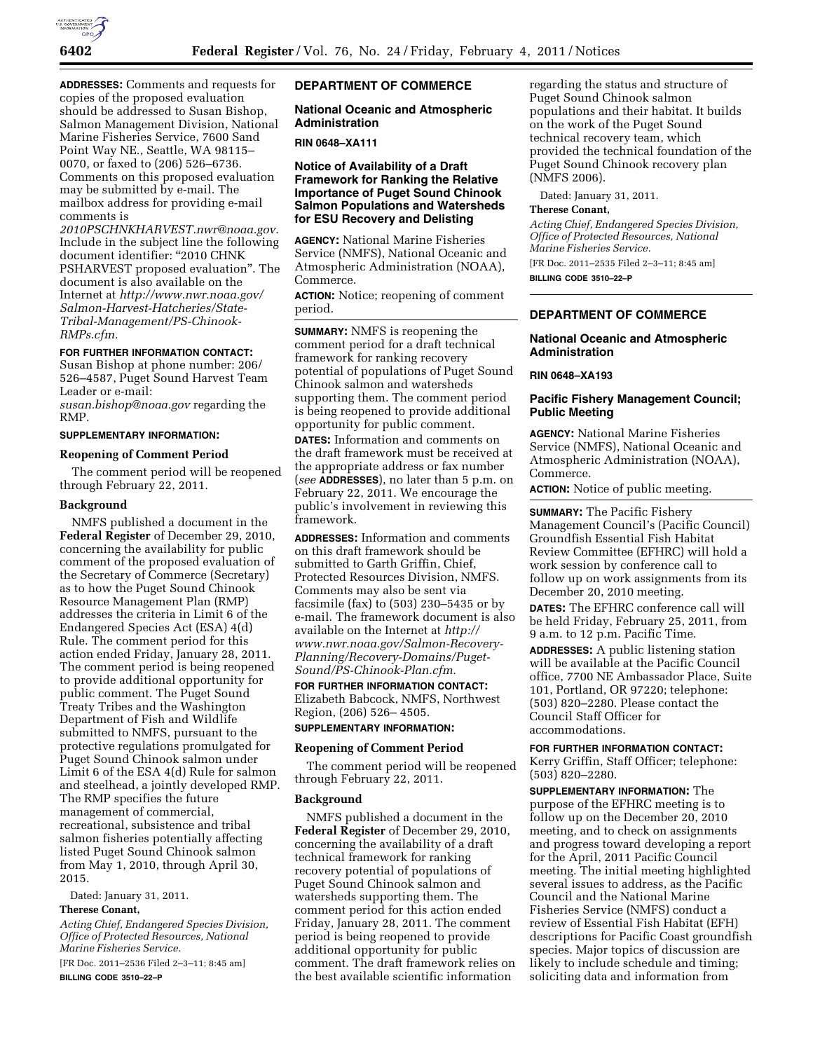**ADDRESSES:** Comments and requests for copies of the proposed evaluation should be addressed to Susan Bishop, Salmon Management Division, National Marine Fisheries Service, 7600 Sand Point Way NE., Seattle, WA 98115–0070, or faxed to (206) 526–6736. Comments on this proposed evaluation may be submitted by e-mail. The mailbox address for providing e-mail comments is *2010PSCHNKHARVEST.nwr@noaa.gov.* Include in the subject line the following document identifier: "2010 CHNK PSHARVEST proposed evaluation". The document is also available on the Internet at *http://www.nwr.noaa.gov/Salmon-Harvest-Hatcheries/State-Tribal-Management/PS-Chinook-RMPs.cfm.*

**FOR FURTHER INFORMATION CONTACT:** Susan Bishop at phone number: 206/526–4587, Puget Sound Harvest Team Leader or e-mail: *susan.bishop@noaa.gov* regarding the RMP.

**SUPPLEMENTARY INFORMATION:**

### Reopening of Comment Period

The comment period will be reopened through February 22, 2011.

### Background

NMFS published a document in the **Federal Register** of December 29, 2010, concerning the availability for public comment of the proposed evaluation of the Secretary of Commerce (Secretary) as to how the Puget Sound Chinook Resource Management Plan (RMP) addresses the criteria in Limit 6 of the Endangered Species Act (ESA) 4(d) Rule. The comment period for this action ended Friday, January 28, 2011. The comment period is being reopened to provide additional opportunity for public comment. The Puget Sound Treaty Tribes and the Washington Department of Fish and Wildlife submitted to NMFS, pursuant to the protective regulations promulgated for Puget Sound Chinook salmon under Limit 6 of the ESA 4(d) Rule for salmon and steelhead, a jointly developed RMP. The RMP specifies the future management of commercial, recreational, subsistence and tribal salmon fisheries potentially affecting listed Puget Sound Chinook salmon from May 1, 2010, through April 30, 2015.

Dated: January 31, 2011.

**Therese Conant,**

*Acting Chief, Endangered Species Division, Office of Protected Resources, National Marine Fisheries Service.*

[FR Doc. 2011–2536 Filed 2–3–11; 8:45 am]

**BILLING CODE 3510–22–P**

---

## DEPARTMENT OF COMMERCE

### National Oceanic and Atmospheric Administration

**RIN 0648–XA111**

### Notice of Availability of a Draft Framework for Ranking the Relative Importance of Puget Sound Chinook Salmon Populations and Watersheds for ESU Recovery and Delisting

**AGENCY:** National Marine Fisheries Service (NMFS), National Oceanic and Atmospheric Administration (NOAA), Commerce.

**ACTION:** Notice; reopening of comment period.

**SUMMARY:** NMFS is reopening the comment period for a draft technical framework for ranking recovery potential of populations of Puget Sound Chinook salmon and watersheds supporting them. The comment period is being reopened to provide additional opportunity for public comment.

**DATES:** Information and comments on the draft framework must be received at the appropriate address or fax number (*see* **ADDRESSES**), no later than 5 p.m. on February 22, 2011. We encourage the public's involvement in reviewing this framework.

**ADDRESSES:** Information and comments on this draft framework should be submitted to Garth Griffin, Chief, Protected Resources Division, NMFS. Comments may also be sent via facsimile (fax) to (503) 230–5435 or by e-mail. The framework document is also available on the Internet at *http://www.nwr.noaa.gov/Salmon-Recovery-Planning/Recovery-Domains/Puget-Sound/PS-Chinook-Plan.cfm.*

**FOR FURTHER INFORMATION CONTACT:** Elizabeth Babcock, NMFS, Northwest Region, (206) 526– 4505.

**SUPPLEMENTARY INFORMATION:**

### Reopening of Comment Period

The comment period will be reopened through February 22, 2011.

### Background

NMFS published a document in the **Federal Register** of December 29, 2010, concerning the availability of a draft technical framework for ranking recovery potential of populations of Puget Sound Chinook salmon and watersheds supporting them. The comment period for this action ended Friday, January 28, 2011. The comment period is being reopened to provide additional opportunity for public comment. The draft framework relies on the best available scientific information regarding the status and structure of Puget Sound Chinook salmon populations and their habitat. It builds on the work of the Puget Sound technical recovery team, which provided the technical foundation of the Puget Sound Chinook recovery plan (NMFS 2006).

Dated: January 31, 2011.

**Therese Conant,**

*Acting Chief, Endangered Species Division, Office of Protected Resources, National Marine Fisheries Service.*

[FR Doc. 2011–2535 Filed 2–3–11; 8:45 am]

**BILLING CODE 3510–22–P**

---

## DEPARTMENT OF COMMERCE

### National Oceanic and Atmospheric Administration

**RIN 0648–XA193**

### Pacific Fishery Management Council; Public Meeting

**AGENCY:** National Marine Fisheries Service (NMFS), National Oceanic and Atmospheric Administration (NOAA), Commerce.

**ACTION:** Notice of public meeting.

**SUMMARY:** The Pacific Fishery Management Council's (Pacific Council) Groundfish Essential Fish Habitat Review Committee (EFHRC) will hold a work session by conference call to follow up on work assignments from its December 20, 2010 meeting.

**DATES:** The EFHRC conference call will be held Friday, February 25, 2011, from 9 a.m. to 12 p.m. Pacific Time.

**ADDRESSES:** A public listening station will be available at the Pacific Council office, 7700 NE Ambassador Place, Suite 101, Portland, OR 97220; telephone: (503) 820–2280. Please contact the Council Staff Officer for accommodations.

**FOR FURTHER INFORMATION CONTACT:** Kerry Griffin, Staff Officer; telephone: (503) 820–2280.

**SUPPLEMENTARY INFORMATION:** The purpose of the EFHRC meeting is to follow up on the December 20, 2010 meeting, and to check on assignments and progress toward developing a report for the April, 2011 Pacific Council meeting. The initial meeting highlighted several issues to address, as the Pacific Council and the National Marine Fisheries Service (NMFS) conduct a review of Essential Fish Habitat (EFH) descriptions for Pacific Coast groundfish species. Major topics of discussion are likely to include schedule and timing; soliciting data and information from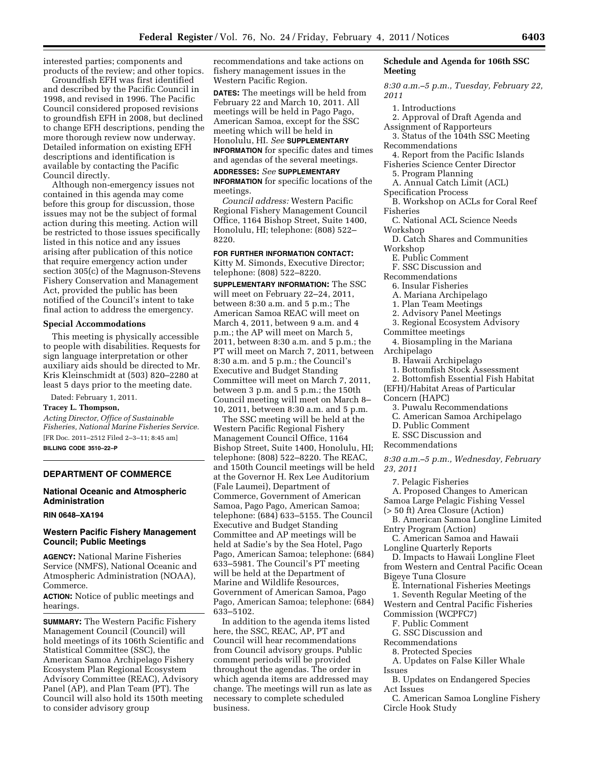interested parties; components and products of the review; and other topics.

Groundfish EFH was first identified and described by the Pacific Council in 1998, and revised in 1996. The Pacific Council considered proposed revisions to groundfish EFH in 2008, but declined to change EFH descriptions, pending the more thorough review now underway. Detailed information on existing EFH descriptions and identification is available by contacting the Pacific Council directly.

Although non-emergency issues not contained in this agenda may come before this group for discussion, those issues may not be the subject of formal action during this meeting. Action will be restricted to those issues specifically listed in this notice and any issues arising after publication of this notice that require emergency action under section 305(c) of the Magnuson-Stevens Fishery Conservation and Management Act, provided the public has been notified of the Council's intent to take final action to address the emergency.

### Special Accommodations

This meeting is physically accessible to people with disabilities. Requests for sign language interpretation or other auxiliary aids should be directed to Mr. Kris Kleinschmidt at (503) 820–2280 at least 5 days prior to the meeting date.

Dated: February 1, 2011.

**Tracey L. Thompson,**

*Acting Director, Office of Sustainable Fisheries, National Marine Fisheries Service.*

[FR Doc. 2011–2512 Filed 2–3–11; 8:45 am]

**BILLING CODE 3510–22–P**

---

## DEPARTMENT OF COMMERCE

### National Oceanic and Atmospheric Administration

**RIN 0648–XA194**

### Western Pacific Fishery Management Council; Public Meetings

**AGENCY:** National Marine Fisheries Service (NMFS), National Oceanic and Atmospheric Administration (NOAA), Commerce.

**ACTION:** Notice of public meetings and hearings.

**SUMMARY:** The Western Pacific Fishery Management Council (Council) will hold meetings of its 106th Scientific and Statistical Committee (SSC), the American Samoa Archipelago Fishery Ecosystem Plan Regional Ecosystem Advisory Committee (REAC), Advisory Panel (AP), and Plan Team (PT). The Council will also hold its 150th meeting to consider advisory group recommendations and take actions on fishery management issues in the Western Pacific Region.

**DATES:** The meetings will be held from February 22 and March 10, 2011. All meetings will be held in Pago Pago, American Samoa, except for the SSC meeting which will be held in Honolulu, HI. *See* **SUPPLEMENTARY INFORMATION** for specific dates and times and agendas of the several meetings.

**ADDRESSES:** *See* **SUPPLEMENTARY INFORMATION** for specific locations of the meetings.

*Council address:* Western Pacific Regional Fishery Management Council Office, 1164 Bishop Street, Suite 1400, Honolulu, HI; telephone: (808) 522–8220.

**FOR FURTHER INFORMATION CONTACT:** Kitty M. Simonds, Executive Director; telephone: (808) 522–8220.

**SUPPLEMENTARY INFORMATION:** The SSC will meet on February 22–24, 2011, between 8:30 a.m. and 5 p.m.; The American Samoa REAC will meet on March 4, 2011, between 9 a.m. and 4 p.m.; the AP will meet on March 5, 2011, between 8:30 a.m. and 5 p.m.; the PT will meet on March 7, 2011, between 8:30 a.m. and 5 p.m.; the Council's Executive and Budget Standing Committee will meet on March 7, 2011, between 3 p.m. and 5 p.m.; the 150th Council meeting will meet on March 8–10, 2011, between 8:30 a.m. and 5 p.m.

The SSC meeting will be held at the Western Pacific Regional Fishery Management Council Office, 1164 Bishop Street, Suite 1400, Honolulu, HI; telephone: (808) 522–8220. The REAC, and 150th Council meetings will be held at the Governor H. Rex Lee Auditorium (Fale Laumei), Department of Commerce, Government of American Samoa, Pago Pago, American Samoa; telephone: (684) 633–5155. The Council Executive and Budget Standing Committee and AP meetings will be held at Sadie's by the Sea Hotel, Pago Pago, American Samoa; telephone: (684) 633–5981. The Council's PT meeting will be held at the Department of Marine and Wildlife Resources, Government of American Samoa, Pago Pago, American Samoa; telephone: (684) 633–5102.

In addition to the agenda items listed here, the SSC, REAC, AP, PT and Council will hear recommendations from Council advisory groups. Public comment periods will be provided throughout the agendas. The order in which agenda items are addressed may change. The meetings will run as late as necessary to complete scheduled business.

### Schedule and Agenda for 106th SSC Meeting

*8:30 a.m.–5 p.m., Tuesday, February 22, 2011*

1. Introductions
2. Approval of Draft Agenda and Assignment of Rapporteurs
3. Status of the 104th SSC Meeting Recommendations
4. Report from the Pacific Islands Fisheries Science Center Director
5. Program Planning
   A. Annual Catch Limit (ACL) Specification Process
   B. Workshop on ACLs for Coral Reef Fisheries
   C. National ACL Science Needs Workshop
   D. Catch Shares and Communities Workshop
   E. Public Comment
   F. SSC Discussion and Recommendations
6. Insular Fisheries
   A. Mariana Archipelago
      1. Plan Team Meetings
      2. Advisory Panel Meetings
      3. Regional Ecosystem Advisory Committee meetings
      4. Biosampling in the Mariana Archipelago
   B. Hawaii Archipelago
      1. Bottomfish Stock Assessment
      2. Bottomfish Essential Fish Habitat (EFH)/Habitat Areas of Particular Concern (HAPC)
      3. Puwalu Recommendations
   C. American Samoa Archipelago
   D. Public Comment
   E. SSC Discussion and Recommendations

*8:30 a.m.–5 p.m., Wednesday, February 23, 2011*

7. Pelagic Fisheries
   A. Proposed Changes to American Samoa Large Pelagic Fishing Vessel (> 50 ft) Area Closure (Action)
   B. American Samoa Longline Limited Entry Program (Action)
   C. American Samoa and Hawaii Longline Quarterly Reports
   D. Impacts to Hawaii Longline Fleet from Western and Central Pacific Ocean Bigeye Tuna Closure
   E. International Fisheries Meetings
      1. Seventh Regular Meeting of the Western and Central Pacific Fisheries Commission (WCPFC7)
   F. Public Comment
   G. SSC Discussion and Recommendations
8. Protected Species
   A. Updates on False Killer Whale Issues
   B. Updates on Endangered Species Act Issues
   C. American Samoa Longline Fishery Circle Hook Study